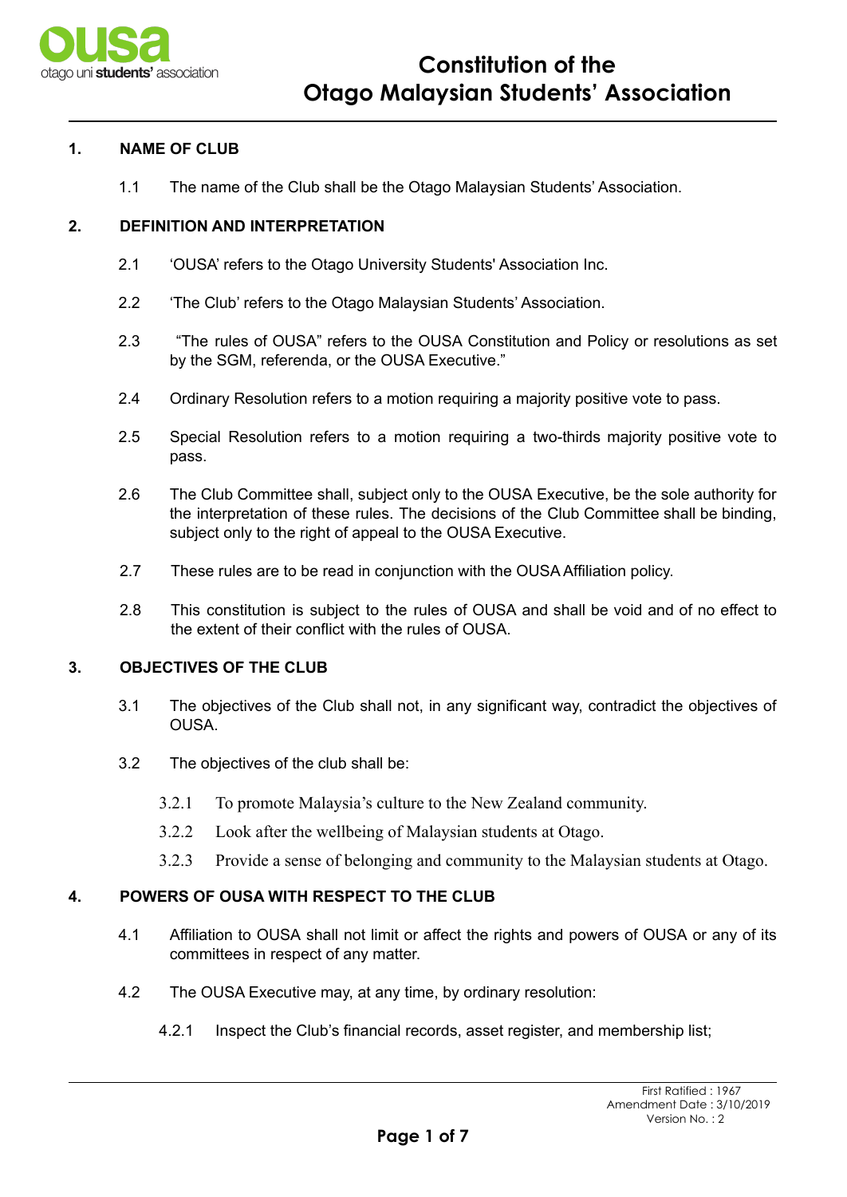# Constitution of the Otago Malaysian Students' Association

## 1. NAME OF CLUB

1.1 The name of the Club shall be the Otago Malaysian Students' Association.

## 2. DEFINITION AND INTERPRETATION

2.1 'OUSA' refers to the Otago University Students' Association Inc.

2.2 'The Club' refers to the Otago Malaysian Students' Association.

2.3 "The rules of OUSA" refers to the OUSA Constitution and Policy or resolutions as set by the SGM, referenda, or the OUSA Executive."

2.4 Ordinary Resolution refers to a motion requiring a majority positive vote to pass.

2.5 Special Resolution refers to a motion requiring a two-thirds majority positive vote to pass.

2.6 The Club Committee shall, subject only to the OUSA Executive, be the sole authority for the interpretation of these rules. The decisions of the Club Committee shall be binding, subject only to the right of appeal to the OUSA Executive.

2.7 These rules are to be read in conjunction with the OUSA Affiliation policy.

2.8 This constitution is subject to the rules of OUSA and shall be void and of no effect to the extent of their conflict with the rules of OUSA.

## 3. OBJECTIVES OF THE CLUB

3.1 The objectives of the Club shall not, in any significant way, contradict the objectives of OUSA.

3.2 The objectives of the club shall be:

- 3.2.1 To promote Malaysia's culture to the New Zealand community.
- 3.2.2 Look after the wellbeing of Malaysian students at Otago.
- 3.2.3 Provide a sense of belonging and community to the Malaysian students at Otago.

## 4. POWERS OF OUSA WITH RESPECT TO THE CLUB

4.1 Affiliation to OUSA shall not limit or affect the rights and powers of OUSA or any of its committees in respect of any matter.

4.2 The OUSA Executive may, at any time, by ordinary resolution:

- 4.2.1 Inspect the Club's financial records, asset register, and membership list;

First Ratified : 1967
Amendment Date : 3/10/2019
Version No. : 2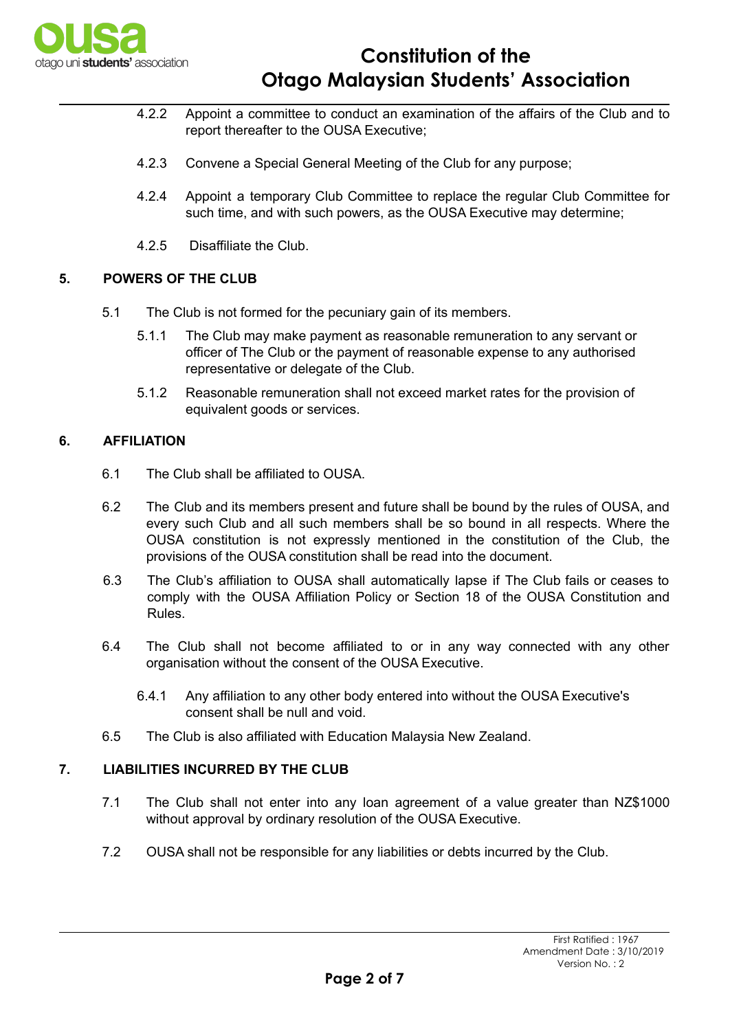4.2.2 Appoint a committee to conduct an examination of the affairs of the Club and to report thereafter to the OUSA Executive;

4.2.3 Convene a Special General Meeting of the Club for any purpose;

4.2.4 Appoint a temporary Club Committee to replace the regular Club Committee for such time, and with such powers, as the OUSA Executive may determine;

4.2.5 Disaffiliate the Club.

## 5. POWERS OF THE CLUB

5.1 The Club is not formed for the pecuniary gain of its members.

5.1.1 The Club may make payment as reasonable remuneration to any servant or officer of The Club or the payment of reasonable expense to any authorised representative or delegate of the Club.

5.1.2 Reasonable remuneration shall not exceed market rates for the provision of equivalent goods or services.

## 6. AFFILIATION

6.1 The Club shall be affiliated to OUSA.

6.2 The Club and its members present and future shall be bound by the rules of OUSA, and every such Club and all such members shall be so bound in all respects. Where the OUSA constitution is not expressly mentioned in the constitution of the Club, the provisions of the OUSA constitution shall be read into the document.

6.3 The Club's affiliation to OUSA shall automatically lapse if The Club fails or ceases to comply with the OUSA Affiliation Policy or Section 18 of the OUSA Constitution and Rules.

6.4 The Club shall not become affiliated to or in any way connected with any other organisation without the consent of the OUSA Executive.

6.4.1 Any affiliation to any other body entered into without the OUSA Executive's consent shall be null and void.

6.5 The Club is also affiliated with Education Malaysia New Zealand.

## 7. LIABILITIES INCURRED BY THE CLUB

7.1 The Club shall not enter into any loan agreement of a value greater than NZ$1000 without approval by ordinary resolution of the OUSA Executive.

7.2 OUSA shall not be responsible for any liabilities or debts incurred by the Club.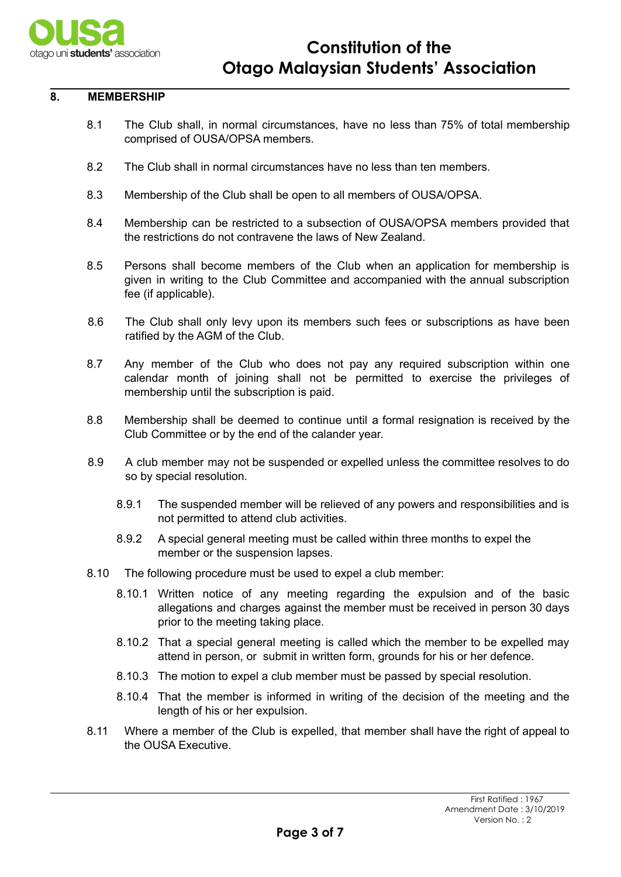## 8. MEMBERSHIP

8.1 The Club shall, in normal circumstances, have no less than 75% of total membership comprised of OUSA/OPSA members.

8.2 The Club shall in normal circumstances have no less than ten members.

8.3 Membership of the Club shall be open to all members of OUSA/OPSA.

8.4 Membership can be restricted to a subsection of OUSA/OPSA members provided that the restrictions do not contravene the laws of New Zealand.

8.5 Persons shall become members of the Club when an application for membership is given in writing to the Club Committee and accompanied with the annual subscription fee (if applicable).

8.6 The Club shall only levy upon its members such fees or subscriptions as have been ratified by the AGM of the Club.

8.7 Any member of the Club who does not pay any required subscription within one calendar month of joining shall not be permitted to exercise the privileges of membership until the subscription is paid.

8.8 Membership shall be deemed to continue until a formal resignation is received by the Club Committee or by the end of the calander year.

8.9 A club member may not be suspended or expelled unless the committee resolves to do so by special resolution.

- 8.9.1 The suspended member will be relieved of any powers and responsibilities and is not permitted to attend club activities.
- 8.9.2 A special general meeting must be called within three months to expel the member or the suspension lapses.

8.10 The following procedure must be used to expel a club member:

- 8.10.1 Written notice of any meeting regarding the expulsion and of the basic allegations and charges against the member must be received in person 30 days prior to the meeting taking place.
- 8.10.2 That a special general meeting is called which the member to be expelled may attend in person, or submit in written form, grounds for his or her defence.
- 8.10.3 The motion to expel a club member must be passed by special resolution.
- 8.10.4 That the member is informed in writing of the decision of the meeting and the length of his or her expulsion.

8.11 Where a member of the Club is expelled, that member shall have the right of appeal to the OUSA Executive.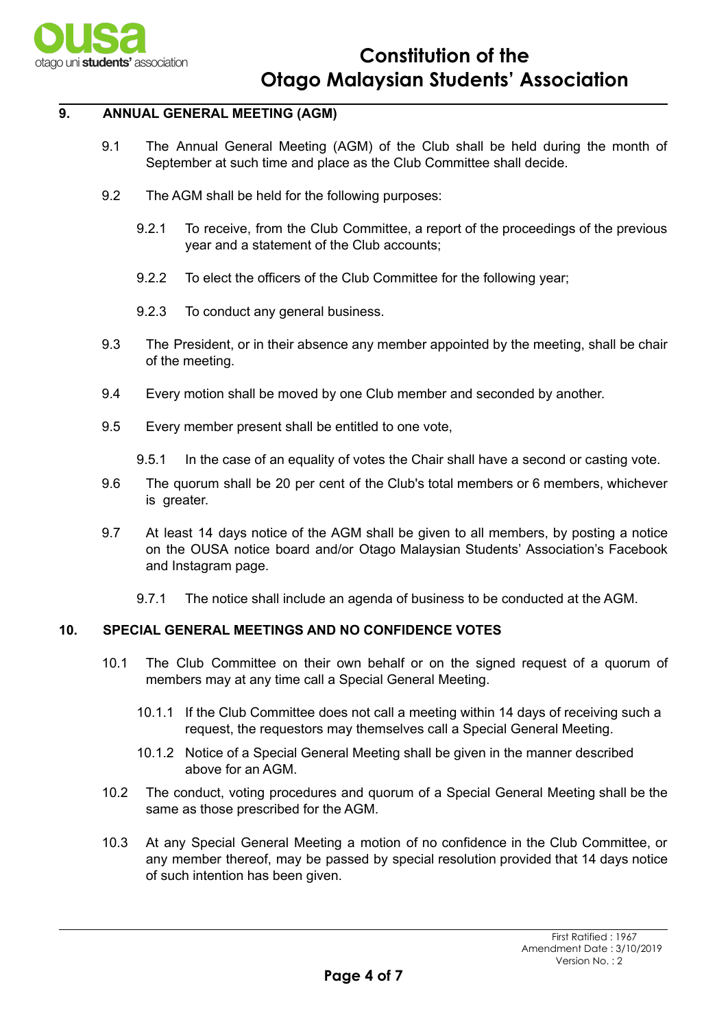## 9. ANNUAL GENERAL MEETING (AGM)

9.1 The Annual General Meeting (AGM) of the Club shall be held during the month of September at such time and place as the Club Committee shall decide.

9.2 The AGM shall be held for the following purposes:

9.2.1 To receive, from the Club Committee, a report of the proceedings of the previous year and a statement of the Club accounts;

9.2.2 To elect the officers of the Club Committee for the following year;

9.2.3 To conduct any general business.

9.3 The President, or in their absence any member appointed by the meeting, shall be chair of the meeting.

9.4 Every motion shall be moved by one Club member and seconded by another.

9.5 Every member present shall be entitled to one vote,

9.5.1 In the case of an equality of votes the Chair shall have a second or casting vote.

9.6 The quorum shall be 20 per cent of the Club's total members or 6 members, whichever is greater.

9.7 At least 14 days notice of the AGM shall be given to all members, by posting a notice on the OUSA notice board and/or Otago Malaysian Students' Association's Facebook and Instagram page.

9.7.1 The notice shall include an agenda of business to be conducted at the AGM.

## 10. SPECIAL GENERAL MEETINGS AND NO CONFIDENCE VOTES

10.1 The Club Committee on their own behalf or on the signed request of a quorum of members may at any time call a Special General Meeting.

10.1.1 If the Club Committee does not call a meeting within 14 days of receiving such a request, the requestors may themselves call a Special General Meeting.

10.1.2 Notice of a Special General Meeting shall be given in the manner described above for an AGM.

10.2 The conduct, voting procedures and quorum of a Special General Meeting shall be the same as those prescribed for the AGM.

10.3 At any Special General Meeting a motion of no confidence in the Club Committee, or any member thereof, may be passed by special resolution provided that 14 days notice of such intention has been given.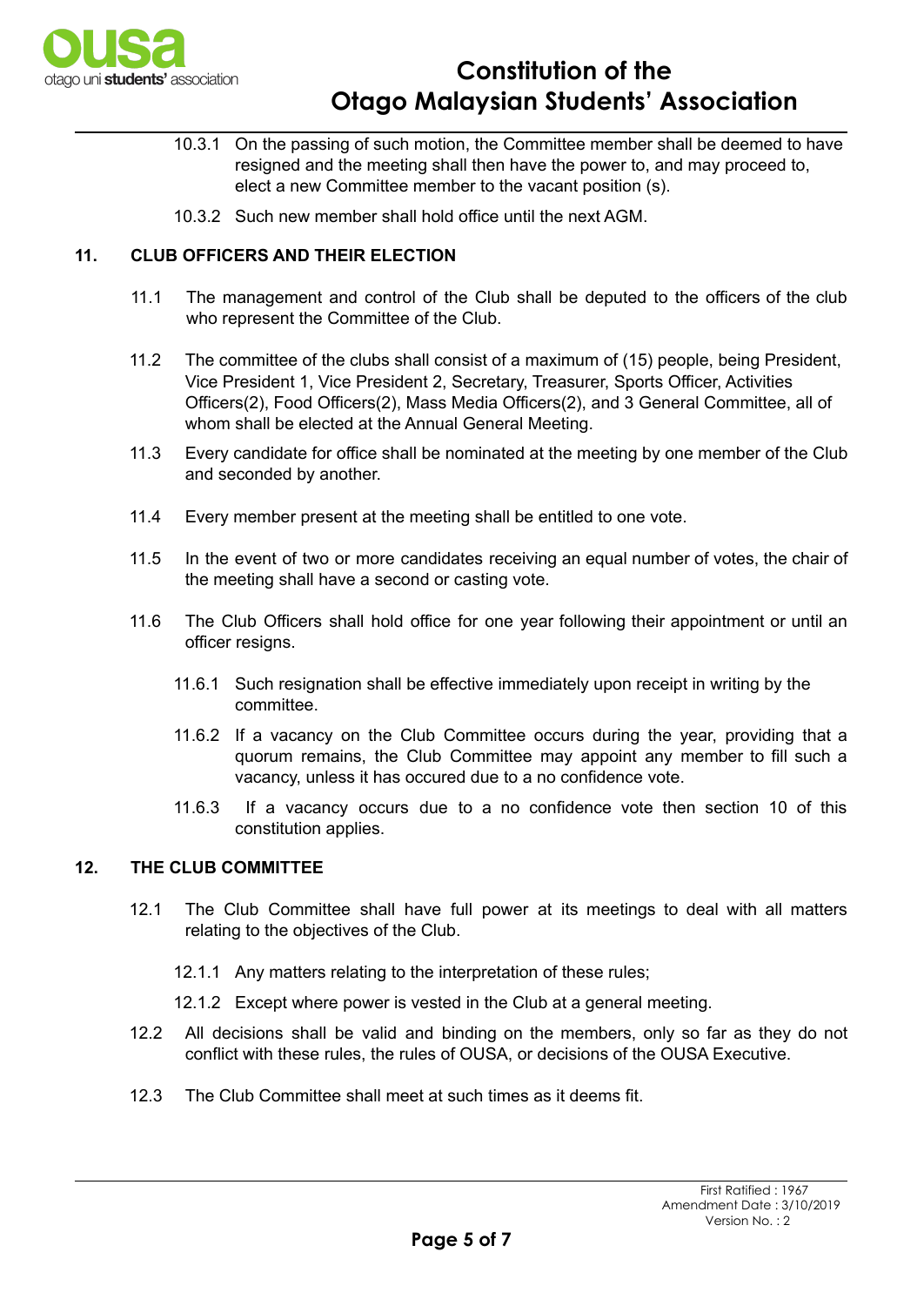10.3.1 On the passing of such motion, the Committee member shall be deemed to have resigned and the meeting shall then have the power to, and may proceed to, elect a new Committee member to the vacant position (s).

10.3.2 Such new member shall hold office until the next AGM.

## 11. CLUB OFFICERS AND THEIR ELECTION

11.1 The management and control of the Club shall be deputed to the officers of the club who represent the Committee of the Club.

11.2 The committee of the clubs shall consist of a maximum of (15) people, being President, Vice President 1, Vice President 2, Secretary, Treasurer, Sports Officer, Activities Officers(2), Food Officers(2), Mass Media Officers(2), and 3 General Committee, all of whom shall be elected at the Annual General Meeting.

11.3 Every candidate for office shall be nominated at the meeting by one member of the Club and seconded by another.

11.4 Every member present at the meeting shall be entitled to one vote.

11.5 In the event of two or more candidates receiving an equal number of votes, the chair of the meeting shall have a second or casting vote.

11.6 The Club Officers shall hold office for one year following their appointment or until an officer resigns.

11.6.1 Such resignation shall be effective immediately upon receipt in writing by the committee.

11.6.2 If a vacancy on the Club Committee occurs during the year, providing that a quorum remains, the Club Committee may appoint any member to fill such a vacancy, unless it has occured due to a no confidence vote.

11.6.3 If a vacancy occurs due to a no confidence vote then section 10 of this constitution applies.

## 12. THE CLUB COMMITTEE

12.1 The Club Committee shall have full power at its meetings to deal with all matters relating to the objectives of the Club.

12.1.1 Any matters relating to the interpretation of these rules;

12.1.2 Except where power is vested in the Club at a general meeting.

12.2 All decisions shall be valid and binding on the members, only so far as they do not conflict with these rules, the rules of OUSA, or decisions of the OUSA Executive.

12.3 The Club Committee shall meet at such times as it deems fit.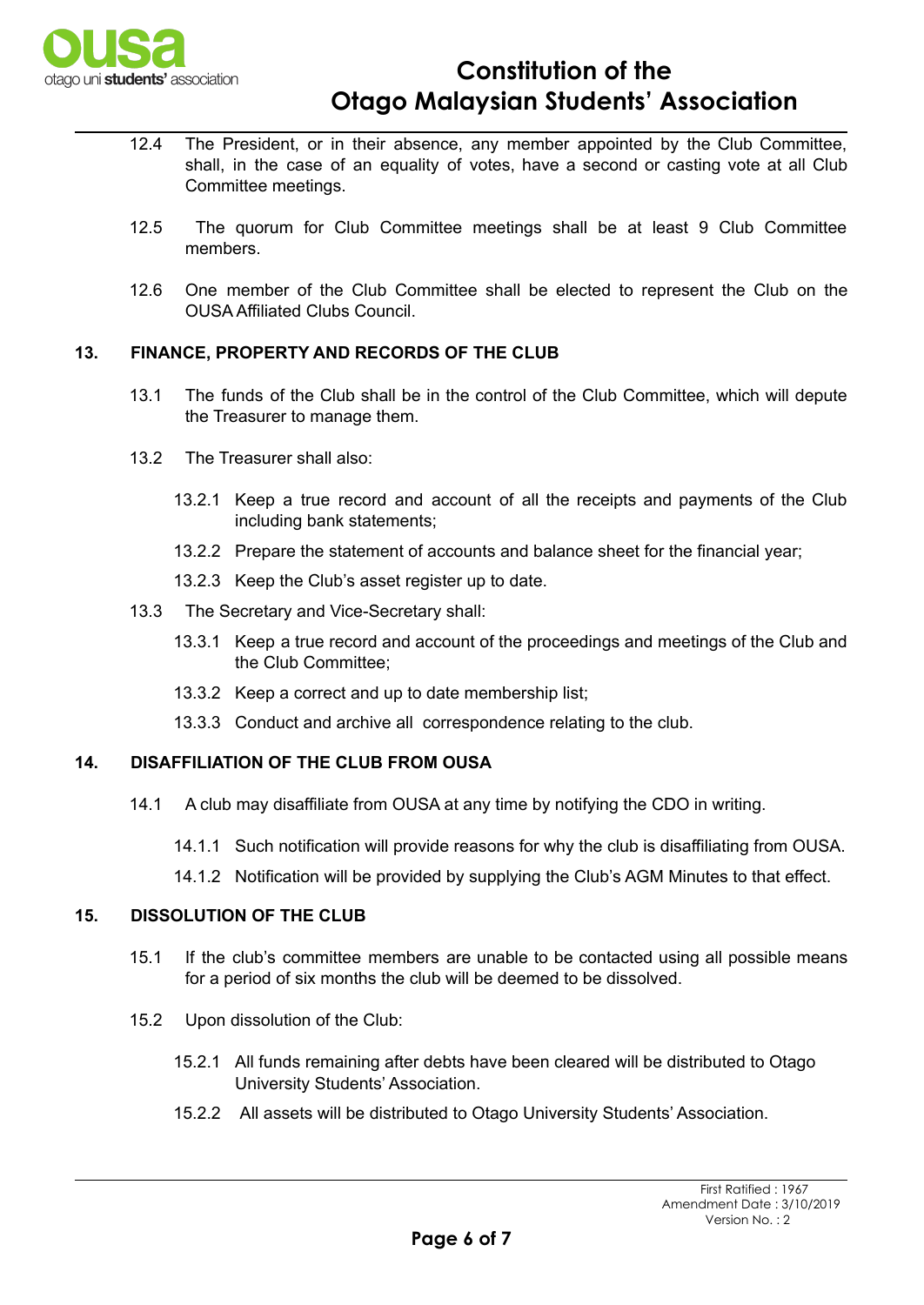12.4 The President, or in their absence, any member appointed by the Club Committee, shall, in the case of an equality of votes, have a second or casting vote at all Club Committee meetings.

12.5 The quorum for Club Committee meetings shall be at least 9 Club Committee members.

12.6 One member of the Club Committee shall be elected to represent the Club on the OUSA Affiliated Clubs Council.

## 13. FINANCE, PROPERTY AND RECORDS OF THE CLUB

13.1 The funds of the Club shall be in the control of the Club Committee, which will depute the Treasurer to manage them.

13.2 The Treasurer shall also:

13.2.1 Keep a true record and account of all the receipts and payments of the Club including bank statements;

13.2.2 Prepare the statement of accounts and balance sheet for the financial year;

13.2.3 Keep the Club's asset register up to date.

13.3 The Secretary and Vice-Secretary shall:

13.3.1 Keep a true record and account of the proceedings and meetings of the Club and the Club Committee;

13.3.2 Keep a correct and up to date membership list;

13.3.3 Conduct and archive all correspondence relating to the club.

## 14. DISAFFILIATION OF THE CLUB FROM OUSA

14.1 A club may disaffiliate from OUSA at any time by notifying the CDO in writing.

14.1.1 Such notification will provide reasons for why the club is disaffiliating from OUSA.

14.1.2 Notification will be provided by supplying the Club's AGM Minutes to that effect.

## 15. DISSOLUTION OF THE CLUB

15.1 If the club's committee members are unable to be contacted using all possible means for a period of six months the club will be deemed to be dissolved.

15.2 Upon dissolution of the Club:

15.2.1 All funds remaining after debts have been cleared will be distributed to Otago University Students' Association.

15.2.2 All assets will be distributed to Otago University Students' Association.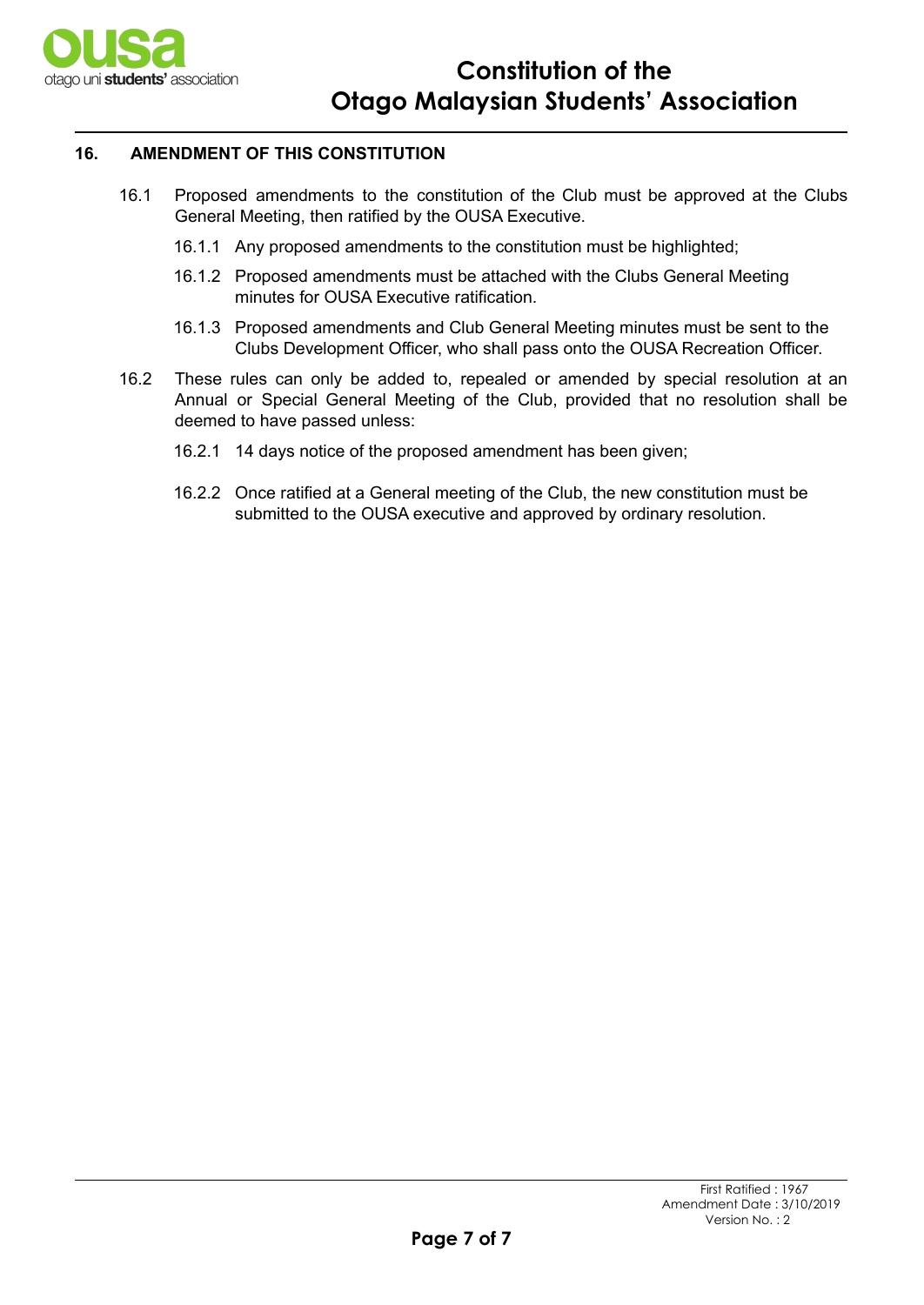## 16. AMENDMENT OF THIS CONSTITUTION

16.1 Proposed amendments to the constitution of the Club must be approved at the Clubs General Meeting, then ratified by the OUSA Executive.

16.1.1 Any proposed amendments to the constitution must be highlighted;

16.1.2 Proposed amendments must be attached with the Clubs General Meeting minutes for OUSA Executive ratification.

16.1.3 Proposed amendments and Club General Meeting minutes must be sent to the Clubs Development Officer, who shall pass onto the OUSA Recreation Officer.

16.2 These rules can only be added to, repealed or amended by special resolution at an Annual or Special General Meeting of the Club, provided that no resolution shall be deemed to have passed unless:

16.2.1 14 days notice of the proposed amendment has been given;

16.2.2 Once ratified at a General meeting of the Club, the new constitution must be submitted to the OUSA executive and approved by ordinary resolution.

First Ratified : 1967
Amendment Date : 3/10/2019
Version No. : 2